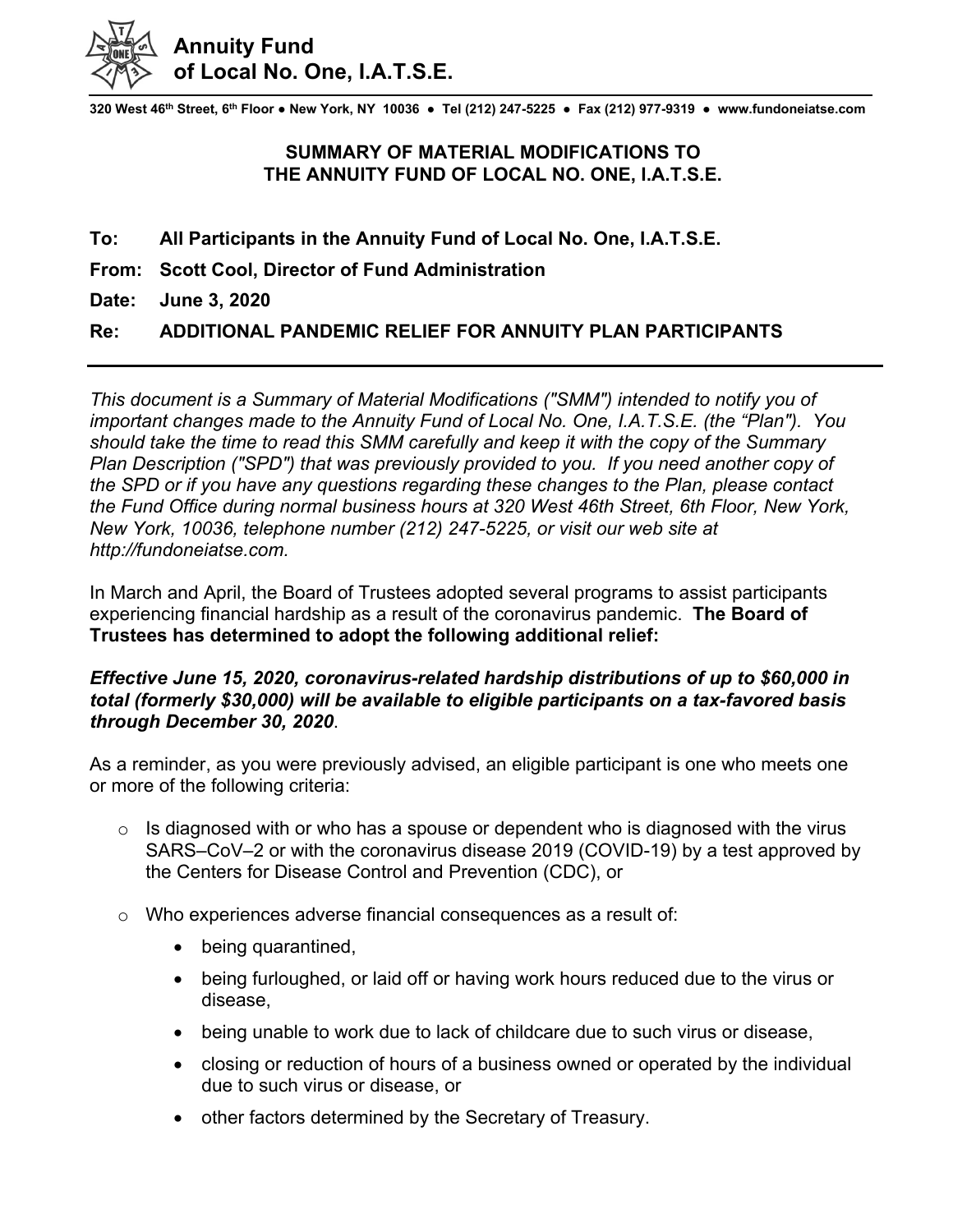# Annuity Fund of Local No. One, I.A.T.S.E.

320 West 46th Street, 6th Floor ● New York, NY 10036 ● Tel (212) 247-5225 ● Fax (212) 977-9319 ● www.fundoneiatse.com

## SUMMARY OF MATERIAL MODIFICATIONS TO THE ANNUITY FUND OF LOCAL NO. ONE, I.A.T.S.E.

**To:** **All Participants in the Annuity Fund of Local No. One, I.A.T.S.E.**

**From:** **Scott Cool, Director of Fund Administration**

**Date:** **June 3, 2020**

**Re:** **ADDITIONAL PANDEMIC RELIEF FOR ANNUITY PLAN PARTICIPANTS**

---

*This document is a Summary of Material Modifications ("SMM") intended to notify you of important changes made to the Annuity Fund of Local No. One, I.A.T.S.E. (the "Plan"). You should take the time to read this SMM carefully and keep it with the copy of the Summary Plan Description ("SPD") that was previously provided to you. If you need another copy of the SPD or if you have any questions regarding these changes to the Plan, please contact the Fund Office during normal business hours at 320 West 46th Street, 6th Floor, New York, New York, 10036, telephone number (212) 247-5225, or visit our web site at http://fundoneiatse.com.*

In March and April, the Board of Trustees adopted several programs to assist participants experiencing financial hardship as a result of the coronavirus pandemic. **The Board of Trustees has determined to adopt the following additional relief:**

***Effective June 15, 2020, coronavirus-related hardship distributions of up to $60,000 in total (formerly $30,000) will be available to eligible participants on a tax-favored basis through December 30, 2020*.**

As a reminder, as you were previously advised, an eligible participant is one who meets one or more of the following criteria:

- Is diagnosed with or who has a spouse or dependent who is diagnosed with the virus SARS–CoV–2 or with the coronavirus disease 2019 (COVID-19) by a test approved by the Centers for Disease Control and Prevention (CDC), or
- Who experiences adverse financial consequences as a result of:
  - being quarantined,
  - being furloughed, or laid off or having work hours reduced due to the virus or disease,
  - being unable to work due to lack of childcare due to such virus or disease,
  - closing or reduction of hours of a business owned or operated by the individual due to such virus or disease, or
  - other factors determined by the Secretary of Treasury.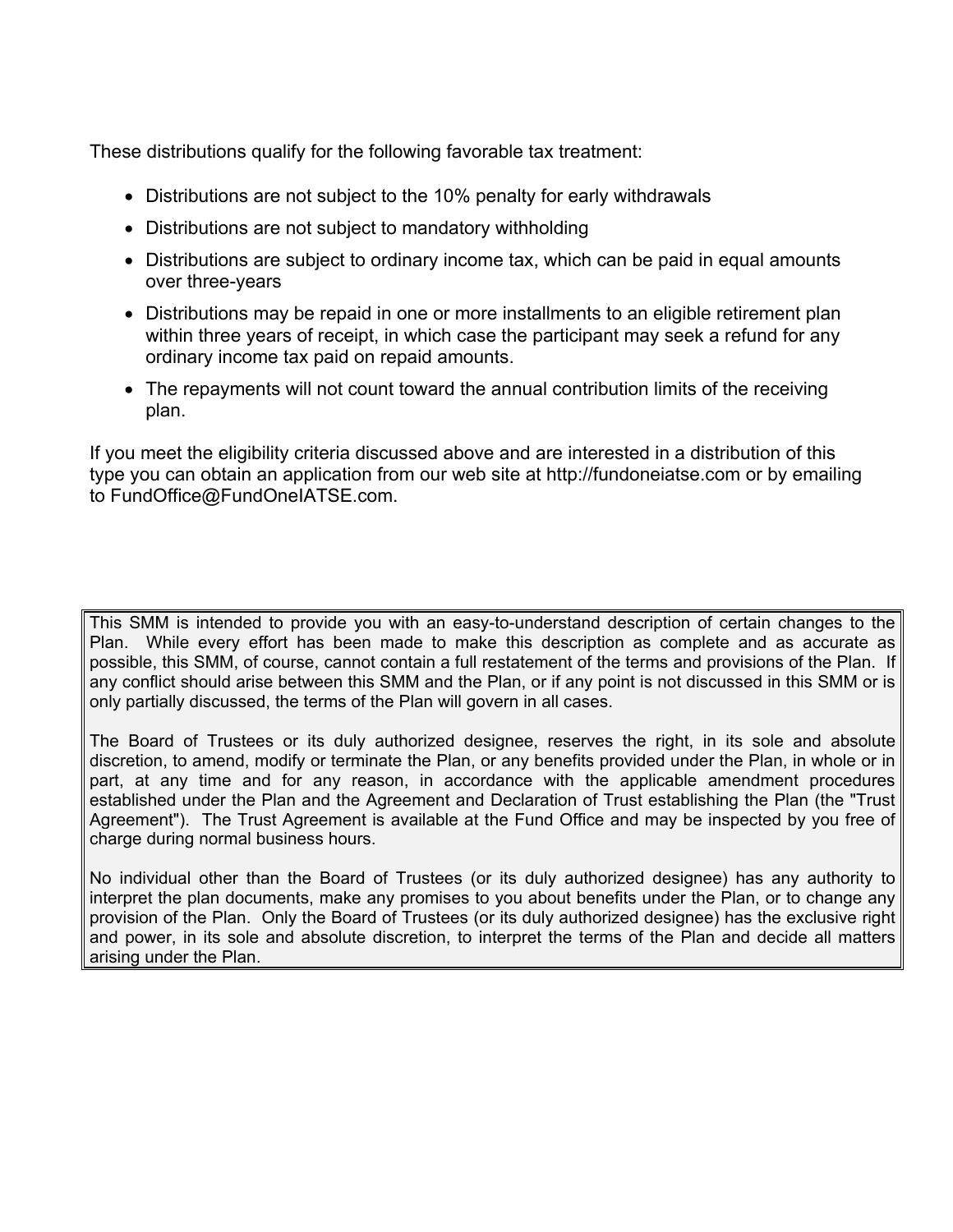These distributions qualify for the following favorable tax treatment:

- Distributions are not subject to the 10% penalty for early withdrawals
- Distributions are not subject to mandatory withholding
- Distributions are subject to ordinary income tax, which can be paid in equal amounts over three-years
- Distributions may be repaid in one or more installments to an eligible retirement plan within three years of receipt, in which case the participant may seek a refund for any ordinary income tax paid on repaid amounts.
- The repayments will not count toward the annual contribution limits of the receiving plan.

If you meet the eligibility criteria discussed above and are interested in a distribution of this type you can obtain an application from our web site at http://fundoneiatse.com or by emailing to FundOffice@FundOneIATSE.com.

This SMM is intended to provide you with an easy-to-understand description of certain changes to the Plan. While every effort has been made to make this description as complete and as accurate as possible, this SMM, of course, cannot contain a full restatement of the terms and provisions of the Plan. If any conflict should arise between this SMM and the Plan, or if any point is not discussed in this SMM or is only partially discussed, the terms of the Plan will govern in all cases.

The Board of Trustees or its duly authorized designee, reserves the right, in its sole and absolute discretion, to amend, modify or terminate the Plan, or any benefits provided under the Plan, in whole or in part, at any time and for any reason, in accordance with the applicable amendment procedures established under the Plan and the Agreement and Declaration of Trust establishing the Plan (the "Trust Agreement"). The Trust Agreement is available at the Fund Office and may be inspected by you free of charge during normal business hours.

No individual other than the Board of Trustees (or its duly authorized designee) has any authority to interpret the plan documents, make any promises to you about benefits under the Plan, or to change any provision of the Plan. Only the Board of Trustees (or its duly authorized designee) has the exclusive right and power, in its sole and absolute discretion, to interpret the terms of the Plan and decide all matters arising under the Plan.